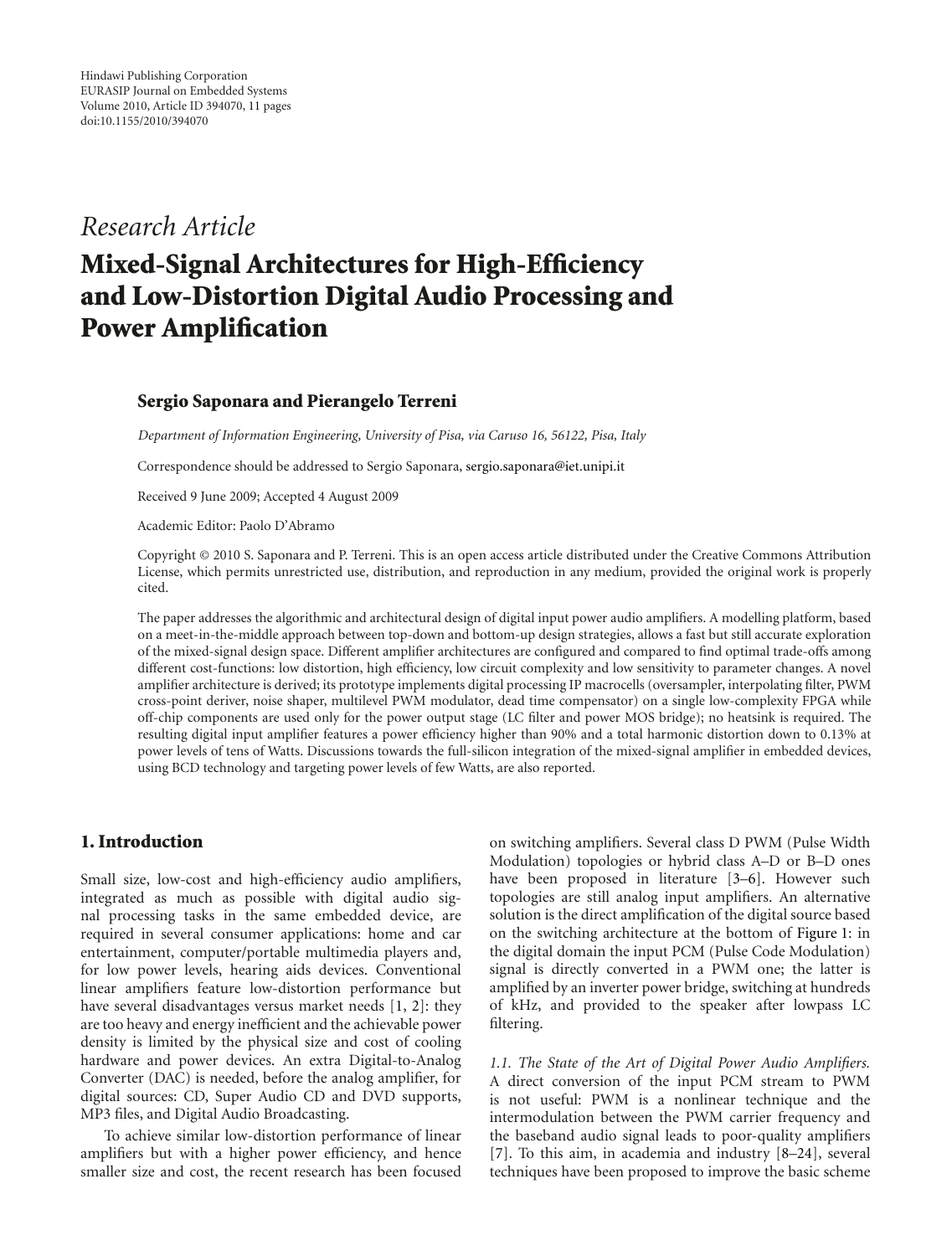Hindawi Publishing Corporation
EURASIP Journal on Embedded Systems
Volume 2010, Article ID 394070, 11 pages
doi:10.1155/2010/394070

*Research Article*

# Mixed-Signal Architectures for High-Efficiency and Low-Distortion Digital Audio Processing and Power Amplification

**Sergio Saponara and Pierangelo Terreni**

*Department of Information Engineering, University of Pisa, via Caruso 16, 56122, Pisa, Italy*

Correspondence should be addressed to Sergio Saponara, sergio.saponara@iet.unipi.it

Received 9 June 2009; Accepted 4 August 2009

Academic Editor: Paolo D'Abramo

Copyright © 2010 S. Saponara and P. Terreni. This is an open access article distributed under the Creative Commons Attribution License, which permits unrestricted use, distribution, and reproduction in any medium, provided the original work is properly cited.

The paper addresses the algorithmic and architectural design of digital input power audio amplifiers. A modelling platform, based on a meet-in-the-middle approach between top-down and bottom-up design strategies, allows a fast but still accurate exploration of the mixed-signal design space. Different amplifier architectures are configured and compared to find optimal trade-offs among different cost-functions: low distortion, high efficiency, low circuit complexity and low sensitivity to parameter changes. A novel amplifier architecture is derived; its prototype implements digital processing IP macrocells (oversampler, interpolating filter, PWM cross-point deriver, noise shaper, multilevel PWM modulator, dead time compensator) on a single low-complexity FPGA while off-chip components are used only for the power output stage (LC filter and power MOS bridge); no heatsink is required. The resulting digital input amplifier features a power efficiency higher than 90% and a total harmonic distortion down to 0.13% at power levels of tens of Watts. Discussions towards the full-silicon integration of the mixed-signal amplifier in embedded devices, using BCD technology and targeting power levels of few Watts, are also reported.

## 1. Introduction

Small size, low-cost and high-efficiency audio amplifiers, integrated as much as possible with digital audio signal processing tasks in the same embedded device, are required in several consumer applications: home and car entertainment, computer/portable multimedia players and, for low power levels, hearing aids devices. Conventional linear amplifiers feature low-distortion performance but have several disadvantages versus market needs [1, 2]: they are too heavy and energy inefficient and the achievable power density is limited by the physical size and cost of cooling hardware and power devices. An extra Digital-to-Analog Converter (DAC) is needed, before the analog amplifier, for digital sources: CD, Super Audio CD and DVD supports, MP3 files, and Digital Audio Broadcasting.

To achieve similar low-distortion performance of linear amplifiers but with a higher power efficiency, and hence smaller size and cost, the recent research has been focused on switching amplifiers. Several class D PWM (Pulse Width Modulation) topologies or hybrid class A–D or B–D ones have been proposed in literature [3–6]. However such topologies are still analog input amplifiers. An alternative solution is the direct amplification of the digital source based on the switching architecture at the bottom of Figure 1: in the digital domain the input PCM (Pulse Code Modulation) signal is directly converted in a PWM one; the latter is amplified by an inverter power bridge, switching at hundreds of kHz, and provided to the speaker after lowpass LC filtering.

*1.1. The State of the Art of Digital Power Audio Amplifiers.* A direct conversion of the input PCM stream to PWM is not useful: PWM is a nonlinear technique and the intermodulation between the PWM carrier frequency and the baseband audio signal leads to poor-quality amplifiers [7]. To this aim, in academia and industry [8–24], several techniques have been proposed to improve the basic scheme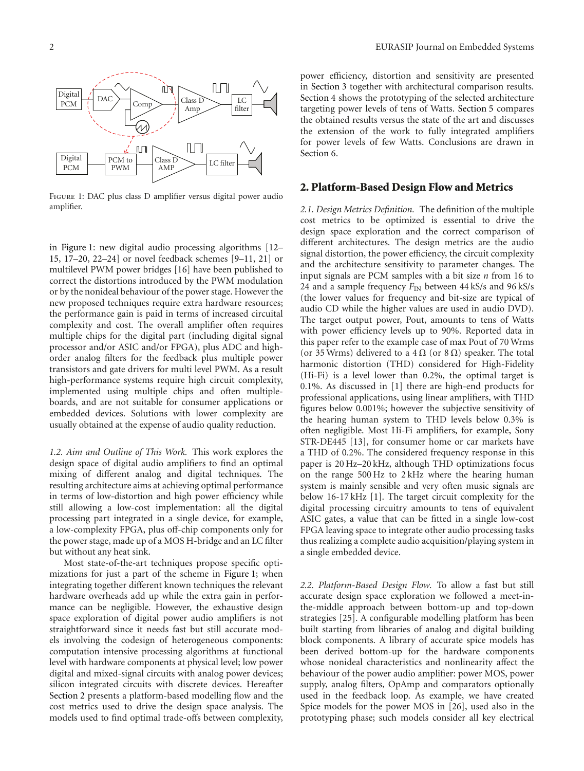Figure 1: DAC plus class D amplifier versus digital power audio amplifier.

in Figure 1: new digital audio processing algorithms [12–15, 17–20, 22–24] or novel feedback schemes [9–11, 21] or multilevel PWM power bridges [16] have been published to correct the distortions introduced by the PWM modulation or by the nonideal behaviour of the power stage. However the new proposed techniques require extra hardware resources; the performance gain is paid in terms of increased circuital complexity and cost. The overall amplifier often requires multiple chips for the digital part (including digital signal processor and/or ASIC and/or FPGA), plus ADC and high-order analog filters for the feedback plus multiple power transistors and gate drivers for multi level PWM. As a result high-performance systems require high circuit complexity, implemented using multiple chips and often multiple-boards, and are not suitable for consumer applications or embedded devices. Solutions with lower complexity are usually obtained at the expense of audio quality reduction.

*1.2. Aim and Outline of This Work.* This work explores the design space of digital audio amplifiers to find an optimal mixing of different analog and digital techniques. The resulting architecture aims at achieving optimal performance in terms of low-distortion and high power efficiency while still allowing a low-cost implementation: all the digital processing part integrated in a single device, for example, a low-complexity FPGA, plus off-chip components only for the power stage, made up of a MOS H-bridge and an LC filter but without any heat sink.

Most state-of-the-art techniques propose specific optimizations for just a part of the scheme in Figure 1; when integrating together different known techniques the relevant hardware overheads add up while the extra gain in performance can be negligible. However, the exhaustive design space exploration of digital power audio amplifiers is not straightforward since it needs fast but still accurate models involving the codesign of heterogeneous components: computation intensive processing algorithms at functional level with hardware components at physical level; low power digital and mixed-signal circuits with analog power devices; silicon integrated circuits with discrete devices. Hereafter Section 2 presents a platform-based modelling flow and the cost metrics used to drive the design space analysis. The models used to find optimal trade-offs between complexity, power efficiency, distortion and sensitivity are presented in Section 3 together with architectural comparison results. Section 4 shows the prototyping of the selected architecture targeting power levels of tens of Watts. Section 5 compares the obtained results versus the state of the art and discusses the extension of the work to fully integrated amplifiers for power levels of few Watts. Conclusions are drawn in Section 6.

## 2. Platform-Based Design Flow and Metrics

*2.1. Design Metrics Definition.* The definition of the multiple cost metrics to be optimized is essential to drive the design space exploration and the correct comparison of different architectures. The design metrics are the audio signal distortion, the power efficiency, the circuit complexity and the architecture sensitivity to parameter changes. The input signals are PCM samples with a bit size $n$ from 16 to 24 and a sample frequency $F_{IN}$ between 44 kS/s and 96 kS/s (the lower values for frequency and bit-size are typical of audio CD while the higher values are used in audio DVD). The target output power, Pout, amounts to tens of Watts with power efficiency levels up to 90%. Reported data in this paper refer to the example case of max Pout of 70 Wrms (or 35 Wrms) delivered to a 4 Ω (or 8 Ω) speaker. The total harmonic distortion (THD) considered for High-Fidelity (Hi-Fi) is a level lower than 0.2%, the optimal target is 0.1%. As discussed in [1] there are high-end products for professional applications, using linear amplifiers, with THD figures below 0.001%; however the subjective sensitivity of the hearing human system to THD levels below 0.3% is often negligible. Most Hi-Fi amplifiers, for example, Sony STR-DE445 [13], for consumer home or car markets have a THD of 0.2%. The considered frequency response in this paper is 20 Hz–20 kHz, although THD optimizations focus on the range 500 Hz to 2 kHz where the hearing human system is mainly sensible and very often music signals are below 16-17 kHz [1]. The target circuit complexity for the digital processing circuitry amounts to tens of equivalent ASIC gates, a value that can be fitted in a single low-cost FPGA leaving space to integrate other audio processing tasks thus realizing a complete audio acquisition/playing system in a single embedded device.

*2.2. Platform-Based Design Flow.* To allow a fast but still accurate design space exploration we followed a meet-in-the-middle approach between bottom-up and top-down strategies [25]. A configurable modelling platform has been built starting from libraries of analog and digital building block components. A library of accurate spice models has been derived bottom-up for the hardware components whose nonideal characteristics and nonlinearity affect the behaviour of the power audio amplifier: power MOS, power supply, analog filters, OpAmp and comparators optionally used in the feedback loop. As example, we have created Spice models for the power MOS in [26], used also in the prototyping phase; such models consider all key electrical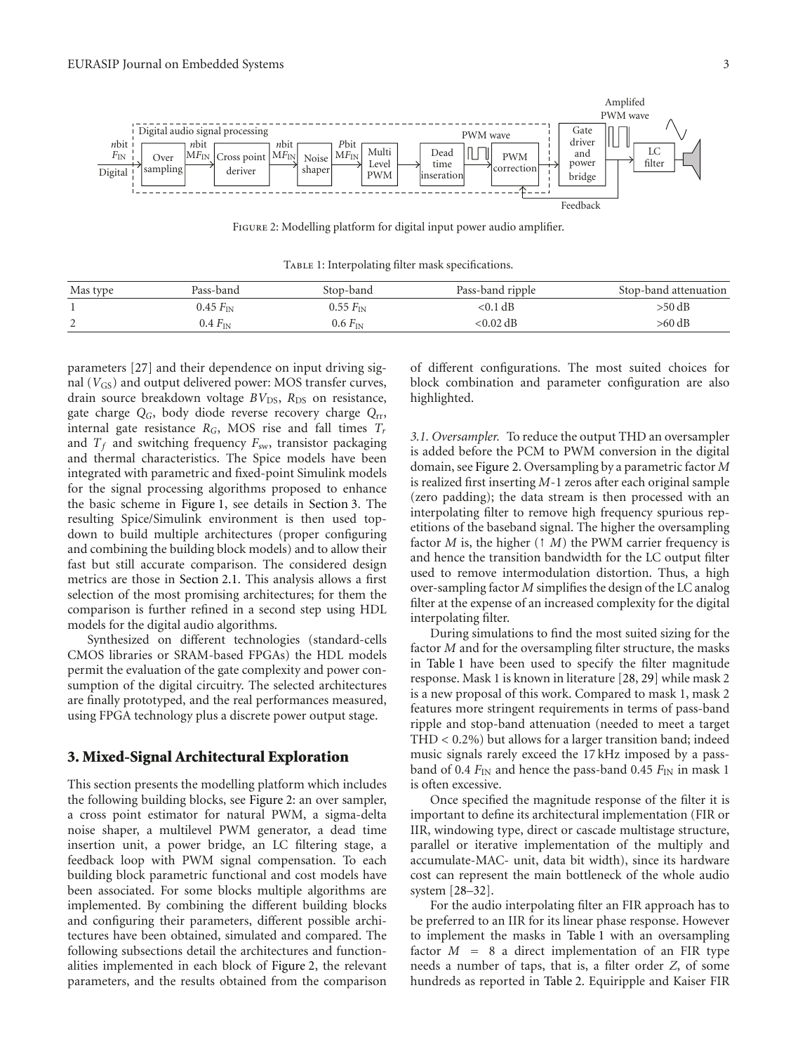Figure 2: Modelling platform for digital input power audio amplifier.

Table 1: Interpolating filter mask specifications.

| Mas type | Pass-band | Stop-band | Pass-band ripple | Stop-band attenuation |
|---|---|---|---|---|
| 1 | $0.45\ F_{IN}$ | $0.55\ F_{IN}$ | <0.1 dB | >50 dB |
| 2 | $0.4\ F_{IN}$ | $0.6\ F_{IN}$ | <0.02 dB | >60 dB |

parameters [27] and their dependence on input driving signal ($V_{GS}$) and output delivered power: MOS transfer curves, drain source breakdown voltage $BV_{DS}$, $R_{DS}$ on resistance, gate charge $Q_G$, body diode reverse recovery charge $Q_{rr}$, internal gate resistance $R_G$, MOS rise and fall times $T_r$ and $T_f$ and switching frequency $F_{sw}$, transistor packaging and thermal characteristics. The Spice models have been integrated with parametric and fixed-point Simulink models for the signal processing algorithms proposed to enhance the basic scheme in Figure 1, see details in Section 3. The resulting Spice/Simulink environment is then used top-down to build multiple architectures (proper configuring and combining the building block models) and to allow their fast but still accurate comparison. The considered design metrics are those in Section 2.1. This analysis allows a first selection of the most promising architectures; for them the comparison is further refined in a second step using HDL models for the digital audio algorithms.

Synthesized on different technologies (standard-cells CMOS libraries or SRAM-based FPGAs) the HDL models permit the evaluation of the gate complexity and power consumption of the digital circuitry. The selected architectures are finally prototyped, and the real performances measured, using FPGA technology plus a discrete power output stage.

## 3. Mixed-Signal Architectural Exploration

This section presents the modelling platform which includes the following building blocks, see Figure 2: an over sampler, a cross point estimator for natural PWM, a sigma-delta noise shaper, a multilevel PWM generator, a dead time insertion unit, a power bridge, an LC filtering stage, a feedback loop with PWM signal compensation. To each building block parametric functional and cost models have been associated. For some blocks multiple algorithms are implemented. By combining the different building blocks and configuring their parameters, different possible architectures have been obtained, simulated and compared. The following subsections detail the architectures and functionalities implemented in each block of Figure 2, the relevant parameters, and the results obtained from the comparison of different configurations. The most suited choices for block combination and parameter configuration are also highlighted.

*3.1. Oversampler.* To reduce the output THD an oversampler is added before the PCM to PWM conversion in the digital domain, see Figure 2. Oversampling by a parametric factor $M$ is realized first inserting $M$-1 zeros after each original sample (zero padding); the data stream is then processed with an interpolating filter to remove high frequency spurious repetitions of the baseband signal. The higher the oversampling factor $M$ is, the higher ($\uparrow M$) the PWM carrier frequency is and hence the transition bandwidth for the LC output filter used to remove intermodulation distortion. Thus, a high over-sampling factor $M$ simplifies the design of the LC analog filter at the expense of an increased complexity for the digital interpolating filter.

During simulations to find the most suited sizing for the factor $M$ and for the oversampling filter structure, the masks in Table 1 have been used to specify the filter magnitude response. Mask 1 is known in literature [28, 29] while mask 2 is a new proposal of this work. Compared to mask 1, mask 2 features more stringent requirements in terms of pass-band ripple and stop-band attenuation (needed to meet a target THD < 0.2%) but allows for a larger transition band; indeed music signals rarely exceed the 17 kHz imposed by a pass-band of $0.4\ F_{IN}$ and hence the pass-band $0.45\ F_{IN}$ in mask 1 is often excessive.

Once specified the magnitude response of the filter it is important to define its architectural implementation (FIR or IIR, windowing type, direct or cascade multistage structure, parallel or iterative implementation of the multiply and accumulate-MAC- unit, data bit width), since its hardware cost can represent the main bottleneck of the whole audio system [28–32].

For the audio interpolating filter an FIR approach has to be preferred to an IIR for its linear phase response. However to implement the masks in Table 1 with an oversampling factor $M = 8$ a direct implementation of an FIR type needs a number of taps, that is, a filter order $Z$, of some hundreds as reported in Table 2. Equiripple and Kaiser FIR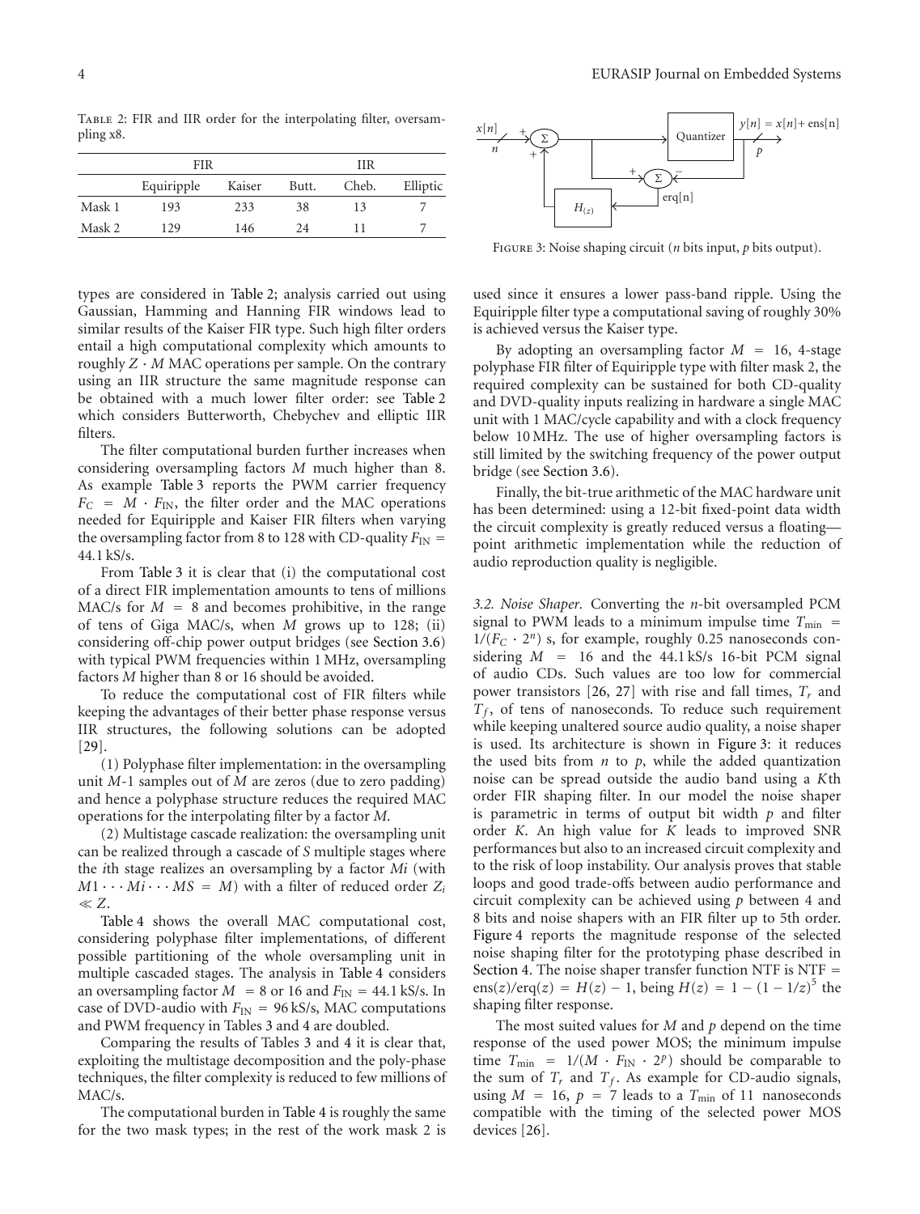Table 2: FIR and IIR order for the interpolating filter, oversampling x8.

| | FIR | | IIR | | |
|---|---|---|---|---|---|
| | Equiripple | Kaiser | Butt. | Cheb. | Elliptic |
| Mask 1 | 193 | 233 | 38 | 13 | 7 |
| Mask 2 | 129 | 146 | 24 | 11 | 7 |

types are considered in Table 2; analysis carried out using Gaussian, Hamming and Hanning FIR windows lead to similar results of the Kaiser FIR type. Such high filter orders entail a high computational complexity which amounts to roughly $Z \cdot M$ MAC operations per sample. On the contrary using an IIR structure the same magnitude response can be obtained with a much lower filter order: see Table 2 which considers Butterworth, Chebychev and elliptic IIR filters.

The filter computational burden further increases when considering oversampling factors $M$ much higher than 8. As example Table 3 reports the PWM carrier frequency $F_C = M \cdot F_{IN}$, the filter order and the MAC operations needed for Equiripple and Kaiser FIR filters when varying the oversampling factor from 8 to 128 with CD-quality $F_{IN}$ = 44.1 kS/s.

From Table 3 it is clear that (i) the computational cost of a direct FIR implementation amounts to tens of millions MAC/s for $M = 8$ and becomes prohibitive, in the range of tens of Giga MAC/s, when $M$ grows up to 128; (ii) considering off-chip power output bridges (see Section 3.6) with typical PWM frequencies within 1 MHz, oversampling factors $M$ higher than 8 or 16 should be avoided.

To reduce the computational cost of FIR filters while keeping the advantages of their better phase response versus IIR structures, the following solutions can be adopted [29].

(1) Polyphase filter implementation: in the oversampling unit $M$-1 samples out of $M$ are zeros (due to zero padding) and hence a polyphase structure reduces the required MAC operations for the interpolating filter by a factor $M$.

(2) Multistage cascade realization: the oversampling unit can be realized through a cascade of $S$ multiple stages where the $i$th stage realizes an oversampling by a factor $Mi$ (with $M1 \cdots Mi \cdots MS = M$) with a filter of reduced order $Z_i \ll Z$.

Table 4 shows the overall MAC computational cost, considering polyphase filter implementations, of different possible partitioning of the whole oversampling unit in multiple cascaded stages. The analysis in Table 4 considers an oversampling factor $M = 8$ or 16 and $F_{IN}$ = 44.1 kS/s. In case of DVD-audio with $F_{IN}$ = 96 kS/s, MAC computations and PWM frequency in Tables 3 and 4 are doubled.

Comparing the results of Tables 3 and 4 it is clear that, exploiting the multistage decomposition and the poly-phase techniques, the filter complexity is reduced to few millions of MAC/s.

The computational burden in Table 4 is roughly the same for the two mask types; in the rest of the work mask 2 is used since it ensures a lower pass-band ripple. Using the Equiripple filter type a computational saving of roughly 30% is achieved versus the Kaiser type.

By adopting an oversampling factor $M = 16$, 4-stage polyphase FIR filter of Equiripple type with filter mask 2, the required complexity can be sustained for both CD-quality and DVD-quality inputs realizing in hardware a single MAC unit with 1 MAC/cycle capability and with a clock frequency below 10 MHz. The use of higher oversampling factors is still limited by the switching frequency of the power output bridge (see Section 3.6).

Finally, the bit-true arithmetic of the MAC hardware unit has been determined: using a 12-bit fixed-point data width the circuit complexity is greatly reduced versus a floating—point arithmetic implementation while the reduction of audio reproduction quality is negligible.

Figure 3: Noise shaping circuit ($n$ bits input, $p$ bits output).

*3.2. Noise Shaper.* Converting the $n$-bit oversampled PCM signal to PWM leads to a minimum impulse time $T_{\min} = 1/(F_C \cdot 2^n)$ s, for example, roughly 0.25 nanoseconds considering $M = 16$ and the 44.1 kS/s 16-bit PCM signal of audio CDs. Such values are too low for commercial power transistors [26, 27] with rise and fall times, $T_r$ and $T_f$, of tens of nanoseconds. To reduce such requirement while keeping unaltered source audio quality, a noise shaper is used. Its architecture is shown in Figure 3: it reduces the used bits from $n$ to $p$, while the added quantization noise can be spread outside the audio band using a $K$th order FIR shaping filter. In our model the noise shaper is parametric in terms of output bit width $p$ and filter order $K$. An high value for $K$ leads to improved SNR performances but also to an increased circuit complexity and to the risk of loop instability. Our analysis proves that stable loops and good trade-offs between audio performance and circuit complexity can be achieved using $p$ between 4 and 8 bits and noise shapers with an FIR filter up to 5th order. Figure 4 reports the magnitude response of the selected noise shaping filter for the prototyping phase described in Section 4. The noise shaper transfer function NTF is $\text{NTF} = \text{ens}(z)/\text{erq}(z) = H(z) - 1$, being $H(z) = 1 - (1 - 1/z)^5$ the shaping filter response.

The most suited values for $M$ and $p$ depend on the time response of the used power MOS; the minimum impulse time $T_{\min} = 1/(M \cdot F_{IN} \cdot 2^p)$ should be comparable to the sum of $T_r$ and $T_f$. As example for CD-audio signals, using $M = 16$, $p = 7$ leads to a $T_{\min}$ of 11 nanoseconds compatible with the timing of the selected power MOS devices [26].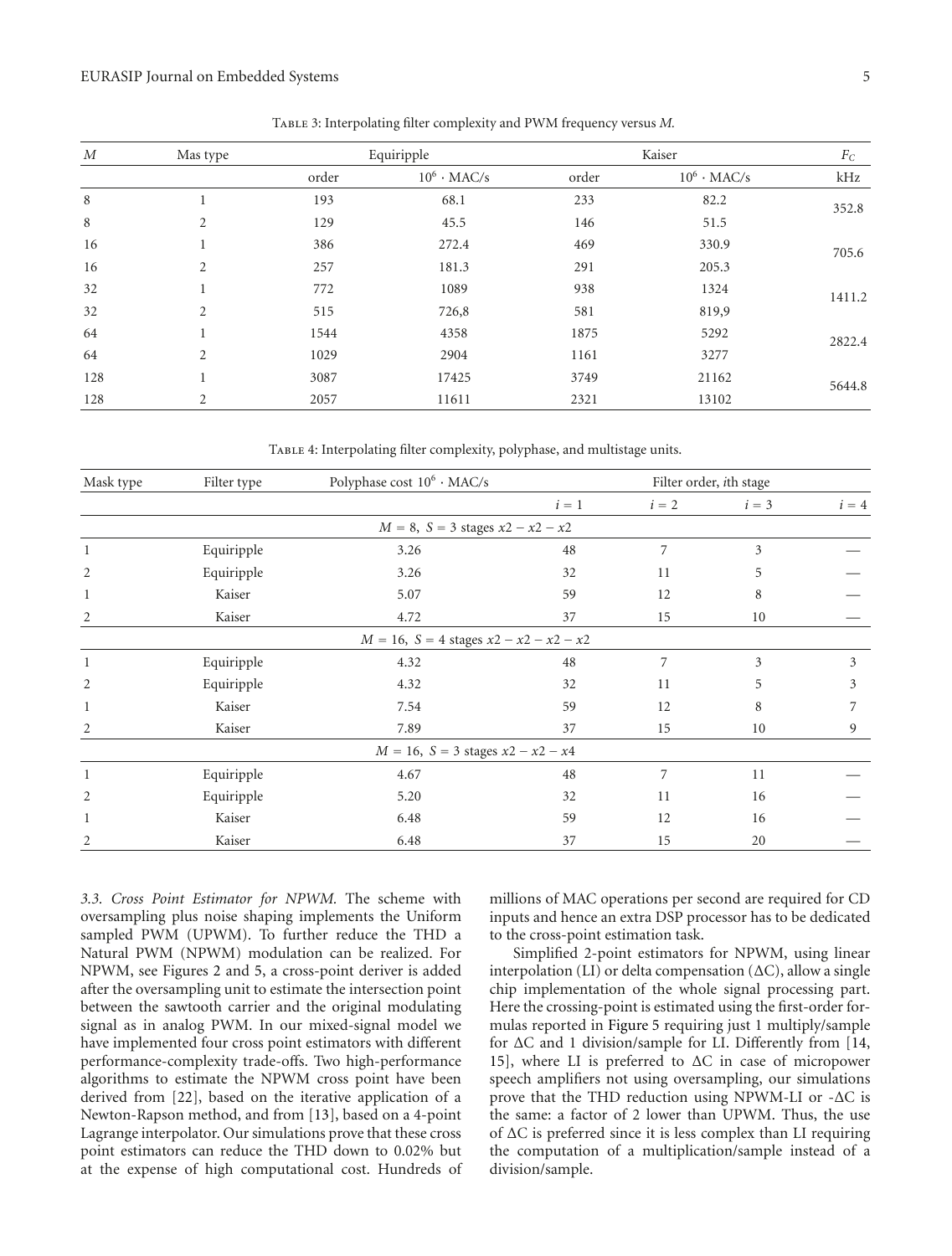Table 3: Interpolating filter complexity and PWM frequency versus $M$.

| $M$ | Mas type | Equiripple | | Kaiser | | $F_C$ |
|---|---|---|---|---|---|---|
| | | order | $10^6 \cdot$ MAC/s | order | $10^6 \cdot$ MAC/s | kHz |
| 8 | 1 | 193 | 68.1 | 233 | 82.2 | 352.8 |
| 8 | 2 | 129 | 45.5 | 146 | 51.5 | |
| 16 | 1 | 386 | 272.4 | 469 | 330.9 | 705.6 |
| 16 | 2 | 257 | 181.3 | 291 | 205.3 | |
| 32 | 1 | 772 | 1089 | 938 | 1324 | 1411.2 |
| 32 | 2 | 515 | 726,8 | 581 | 819,9 | |
| 64 | 1 | 1544 | 4358 | 1875 | 5292 | 2822.4 |
| 64 | 2 | 1029 | 2904 | 1161 | 3277 | |
| 128 | 1 | 3087 | 17425 | 3749 | 21162 | 5644.8 |
| 128 | 2 | 2057 | 11611 | 2321 | 13102 | |

Table 4: Interpolating filter complexity, polyphase, and multistage units.

| Mask type | Filter type | Polyphase cost $10^6 \cdot$ MAC/s | Filter order, $i$th stage | | | |
|---|---|---|---|---|---|---|
| | | | $i = 1$ | $i = 2$ | $i = 3$ | $i = 4$ |
| | | $M = 8$, $S = 3$ stages $x2 - x2 - x2$ | | | | |
| 1 | Equiripple | 3.26 | 48 | 7 | 3 | — |
| 2 | Equiripple | 3.26 | 32 | 11 | 5 | — |
| 1 | Kaiser | 5.07 | 59 | 12 | 8 | — |
| 2 | Kaiser | 4.72 | 37 | 15 | 10 | — |
| | | $M = 16$, $S = 4$ stages $x2 - x2 - x2 - x2$ | | | | |
| 1 | Equiripple | 4.32 | 48 | 7 | 3 | 3 |
| 2 | Equiripple | 4.32 | 32 | 11 | 5 | 3 |
| 1 | Kaiser | 7.54 | 59 | 12 | 8 | 7 |
| 2 | Kaiser | 7.89 | 37 | 15 | 10 | 9 |
| | | $M = 16$, $S = 3$ stages $x2 - x2 - x4$ | | | | |
| 1 | Equiripple | 4.67 | 48 | 7 | 11 | — |
| 2 | Equiripple | 5.20 | 32 | 11 | 16 | — |
| 1 | Kaiser | 6.48 | 59 | 12 | 16 | — |
| 2 | Kaiser | 6.48 | 37 | 15 | 20 | — |

*3.3. Cross Point Estimator for NPWM.* The scheme with oversampling plus noise shaping implements the Uniform sampled PWM (UPWM). To further reduce the THD a Natural PWM (NPWM) modulation can be realized. For NPWM, see Figures 2 and 5, a cross-point deriver is added after the oversampling unit to estimate the intersection point between the sawtooth carrier and the original modulating signal as in analog PWM. In our mixed-signal model we have implemented four cross point estimators with different performance-complexity trade-offs. Two high-performance algorithms to estimate the NPWM cross point have been derived from [22], based on the iterative application of a Newton-Raphson method, and from [13], based on a 4-point Lagrange interpolator. Our simulations prove that these cross point estimators can reduce the THD down to 0.02% but at the expense of high computational cost. Hundreds of millions of MAC operations per second are required for CD inputs and hence an extra DSP processor has to be dedicated to the cross-point estimation task.

Simplified 2-point estimators for NPWM, using linear interpolation (LI) or delta compensation ($\Delta$C), allow a single chip implementation of the whole signal processing part. Here the crossing-point is estimated using the first-order formulas reported in Figure 5 requiring just 1 multiply/sample for $\Delta$C and 1 division/sample for LI. Differently from [14, 15], where LI is preferred to $\Delta$C in case of micropower speech amplifiers not using oversampling, our simulations prove that the THD reduction using NPWM-LI or -$\Delta$C is the same: a factor of 2 lower than UPWM. Thus, the use of $\Delta$C is preferred since it is less complex than LI requiring the computation of a multiplication/sample instead of a division/sample.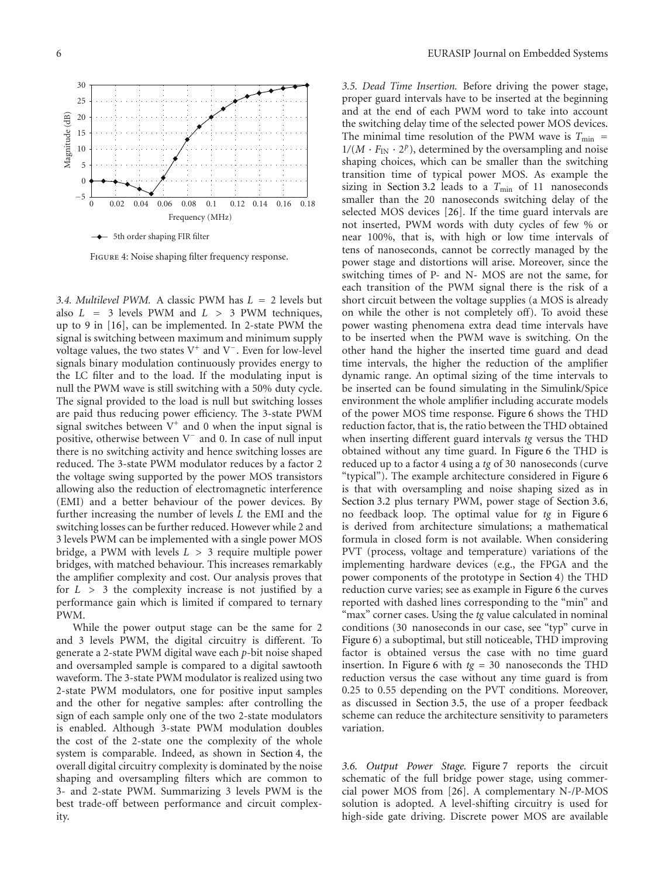Figure 4: Noise shaping filter frequency response.

*3.4. Multilevel PWM.* A classic PWM has $L = 2$ levels but also $L = 3$ levels PWM and $L > 3$ PWM techniques, up to 9 in [16], can be implemented. In 2-state PWM the signal is switching between maximum and minimum supply voltage values, the two states $V^+$ and $V^-$. Even for low-level signals binary modulation continuously provides energy to the LC filter and to the load. If the modulating input is null the PWM wave is still switching with a 50% duty cycle. The signal provided to the load is null but switching losses are paid thus reducing power efficiency. The 3-state PWM signal switches between $V^+$ and 0 when the input signal is positive, otherwise between $V^-$ and 0. In case of null input there is no switching activity and hence switching losses are reduced. The 3-state PWM modulator reduces by a factor 2 the voltage swing supported by the power MOS transistors allowing also the reduction of electromagnetic interference (EMI) and a better behaviour of the power devices. By further increasing the number of levels $L$ the EMI and the switching losses can be further reduced. However while 2 and 3 levels PWM can be implemented with a single power MOS bridge, a PWM with levels $L > 3$ require multiple power bridges, with matched behaviour. This increases remarkably the amplifier complexity and cost. Our analysis proves that for $L > 3$ the complexity increase is not justified by a performance gain which is limited if compared to ternary PWM.

While the power output stage can be the same for 2 and 3 levels PWM, the digital circuitry is different. To generate a 2-state PWM digital wave each $p$-bit noise shaped and oversampled sample is compared to a digital sawtooth waveform. The 3-state PWM modulator is realized using two 2-state PWM modulators, one for positive input samples and the other for negative samples: after controlling the sign of each sample only one of the two 2-state modulators is enabled. Although 3-state PWM modulation doubles the cost of the 2-state one the complexity of the whole system is comparable. Indeed, as shown in Section 4, the overall digital circuitry complexity is dominated by the noise shaping and oversampling filters which are common to 3- and 2-state PWM. Summarizing 3 levels PWM is the best trade-off between performance and circuit complexity.

*3.5. Dead Time Insertion.* Before driving the power stage, proper guard intervals have to be inserted at the beginning and at the end of each PWM word to take into account the switching delay time of the selected power MOS devices. The minimal time resolution of the PWM wave is $T_{\min} = 1/(M \cdot F_{\text{IN}} \cdot 2^p)$, determined by the oversampling and noise shaping choices, which can be smaller than the switching transition time of typical power MOS. As example the sizing in Section 3.2 leads to a $T_{\min}$ of 11 nanoseconds smaller than the 20 nanoseconds switching delay of the selected MOS devices [26]. If the time guard intervals are not inserted, PWM words with duty cycles of few % or near 100%, that is, with high or low time intervals of tens of nanoseconds, cannot be correctly managed by the power stage and distortions will arise. Moreover, since the switching times of P- and N- MOS are not the same, for each transition of the PWM signal there is the risk of a short circuit between the voltage supplies (a MOS is already on while the other is not completely off). To avoid these power wasting phenomena extra dead time intervals have to be inserted when the PWM wave is switching. On the other hand the higher the inserted time guard and dead time intervals, the higher the reduction of the amplifier dynamic range. An optimal sizing of the time intervals to be inserted can be found simulating in the Simulink/Spice environment the whole amplifier including accurate models of the power MOS time response. Figure 6 shows the THD reduction factor, that is, the ratio between the THD obtained when inserting different guard intervals $tg$ versus the THD obtained without any time guard. In Figure 6 the THD is reduced up to a factor 4 using a $tg$ of 30 nanoseconds (curve "typical"). The example architecture considered in Figure 6 is that with oversampling and noise shaping sized as in Section 3.2 plus ternary PWM, power stage of Section 3.6, no feedback loop. The optimal value for $tg$ in Figure 6 is derived from architecture simulations; a mathematical formula in closed form is not available. When considering PVT (process, voltage and temperature) variations of the implementing hardware devices (e.g., the FPGA and the power components of the prototype in Section 4) the THD reduction curve varies; see as example in Figure 6 the curves reported with dashed lines corresponding to the "min" and "max" corner cases. Using the $tg$ value calculated in nominal conditions (30 nanoseconds in our case, see "typ" curve in Figure 6) a suboptimal, but still noticeable, THD improving factor is obtained versus the case with no time guard insertion. In Figure 6 with $tg = 30$ nanoseconds the THD reduction versus the case without any time guard is from 0.25 to 0.55 depending on the PVT conditions. Moreover, as discussed in Section 3.5, the use of a proper feedback scheme can reduce the architecture sensitivity to parameters variation.

*3.6. Output Power Stage.* Figure 7 reports the circuit schematic of the full bridge power stage, using commercial power MOS from [26]. A complementary N-/P-MOS solution is adopted. A level-shifting circuitry is used for high-side gate driving. Discrete power MOS are available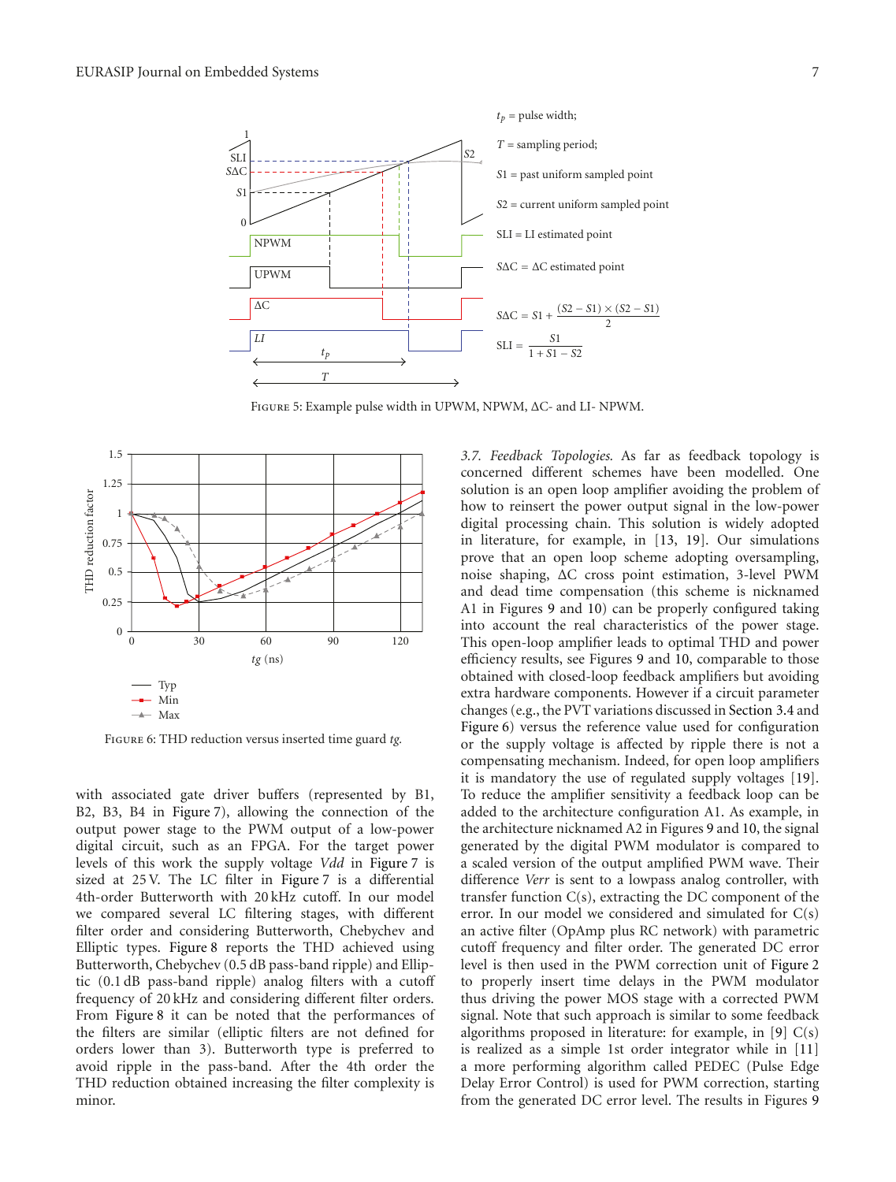$t_p$ = pulse width;

$T$ = sampling period;

$S1$ = past uniform sampled point

$S2$ = current uniform sampled point

SLI = LI estimated point

$S\Delta C$ = ΔC estimated point

$$S\Delta C = S1 + \frac{(S2 - S1) \times (S2 - S1)}{2}$$

$$\text{SLI} = \frac{S1}{1 + S1 - S2}$$

Figure 5: Example pulse width in UPWM, NPWM, ΔC- and LI- NPWM.

Figure 6: THD reduction versus inserted time guard $tg$.

with associated gate driver buffers (represented by B1, B2, B3, B4 in Figure 7), allowing the connection of the output power stage to the PWM output of a low-power digital circuit, such as an FPGA. For the target power levels of this work the supply voltage *Vdd* in Figure 7 is sized at 25 V. The LC filter in Figure 7 is a differential 4th-order Butterworth with 20 kHz cutoff. In our model we compared several LC filtering stages, with different filter order and considering Butterworth, Chebychev and Elliptic types. Figure 8 reports the THD achieved using Butterworth, Chebychev (0.5 dB pass-band ripple) and Elliptic (0.1 dB pass-band ripple) analog filters with a cutoff frequency of 20 kHz and considering different filter orders. From Figure 8 it can be noted that the performances of the filters are similar (elliptic filters are not defined for orders lower than 3). Butterworth type is preferred to avoid ripple in the pass-band. After the 4th order the THD reduction obtained increasing the filter complexity is minor.

*3.7. Feedback Topologies.* As far as feedback topology is concerned different schemes have been modelled. One solution is an open loop amplifier avoiding the problem of how to reinsert the power output signal in the low-power digital processing chain. This solution is widely adopted in literature, for example, in [13, 19]. Our simulations prove that an open loop scheme adopting oversampling, noise shaping, ΔC cross point estimation, 3-level PWM and dead time compensation (this scheme is nicknamed A1 in Figures 9 and 10) can be properly configured taking into account the real characteristics of the power stage. This open-loop amplifier leads to optimal THD and power efficiency results, see Figures 9 and 10, comparable to those obtained with closed-loop feedback amplifiers but avoiding extra hardware components. However if a circuit parameter changes (e.g., the PVT variations discussed in Section 3.4 and Figure 6) versus the reference value used for configuration or the supply voltage is affected by ripple there is not a compensating mechanism. Indeed, for open loop amplifiers it is mandatory the use of regulated supply voltages [19]. To reduce the amplifier sensitivity a feedback loop can be added to the architecture configuration A1. As example, in the architecture nicknamed A2 in Figures 9 and 10, the signal generated by the digital PWM modulator is compared to a scaled version of the output amplified PWM wave. Their difference *Verr* is sent to a lowpass analog controller, with transfer function C(s), extracting the DC component of the error. In our model we considered and simulated for C(s) an active filter (OpAmp plus RC network) with parametric cutoff frequency and filter order. The generated DC error level is then used in the PWM correction unit of Figure 2 to properly insert time delays in the PWM modulator thus driving the power MOS stage with a corrected PWM signal. Note that such approach is similar to some feedback algorithms proposed in literature: for example, in [9] C(s) is realized as a simple 1st order integrator while in [11] a more performing algorithm called PEDEC (Pulse Edge Delay Error Control) is used for PWM correction, starting from the generated DC error level. The results in Figures 9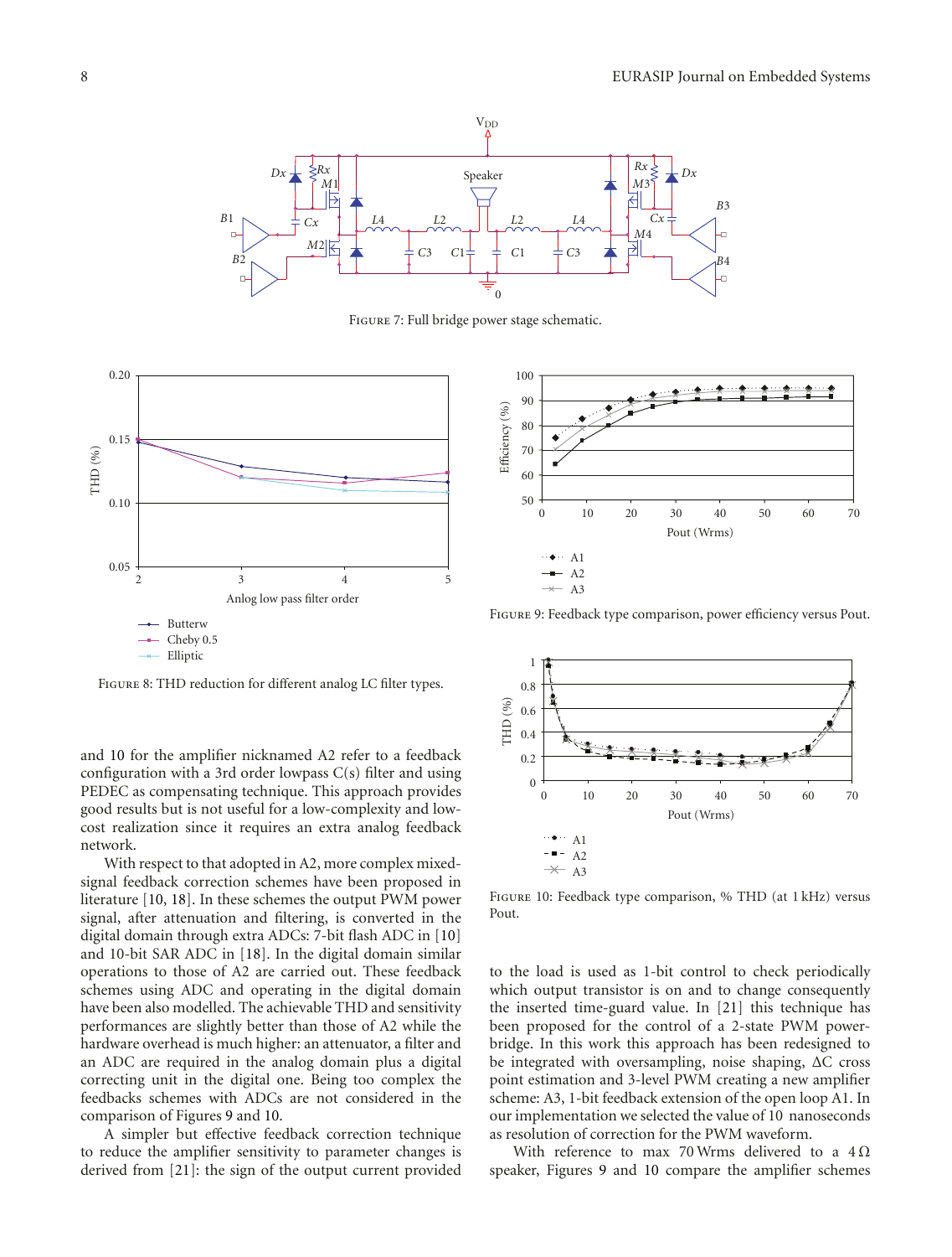Figure 7: Full bridge power stage schematic.

Figure 8: THD reduction for different analog LC filter types.

Figure 9: Feedback type comparison, power efficiency versus Pout.

Figure 10: Feedback type comparison, % THD (at 1 kHz) versus Pout.

and 10 for the amplifier nicknamed A2 refer to a feedback configuration with a 3rd order lowpass C(s) filter and using PEDEC as compensating technique. This approach provides good results but is not useful for a low-complexity and low-cost realization since it requires an extra analog feedback network.

With respect to that adopted in A2, more complex mixed-signal feedback correction schemes have been proposed in literature [10, 18]. In these schemes the output PWM power signal, after attenuation and filtering, is converted in the digital domain through extra ADCs: 7-bit flash ADC in [10] and 10-bit SAR ADC in [18]. In the digital domain similar operations to those of A2 are carried out. These feedback schemes using ADC and operating in the digital domain have been also modelled. The achievable THD and sensitivity performances are slightly better than those of A2 while the hardware overhead is much higher: an attenuator, a filter and an ADC are required in the analog domain plus a digital correcting unit in the digital one. Being too complex the feedbacks schemes with ADCs are not considered in the comparison of Figures 9 and 10.

A simpler but effective feedback correction technique to reduce the amplifier sensitivity to parameter changes is derived from [21]: the sign of the output current provided to the load is used as 1-bit control to check periodically which output transistor is on and to change consequently the inserted time-guard value. In [21] this technique has been proposed for the control of a 2-state PWM power-bridge. In this work this approach has been redesigned to be integrated with oversampling, noise shaping, $\Delta C$ cross point estimation and 3-level PWM creating a new amplifier scheme: A3, 1-bit feedback extension of the open loop A1. In our implementation we selected the value of 10 nanoseconds as resolution of correction for the PWM waveform.

With reference to max 70 Wrms delivered to a 4 Ω speaker, Figures 9 and 10 compare the amplifier schemes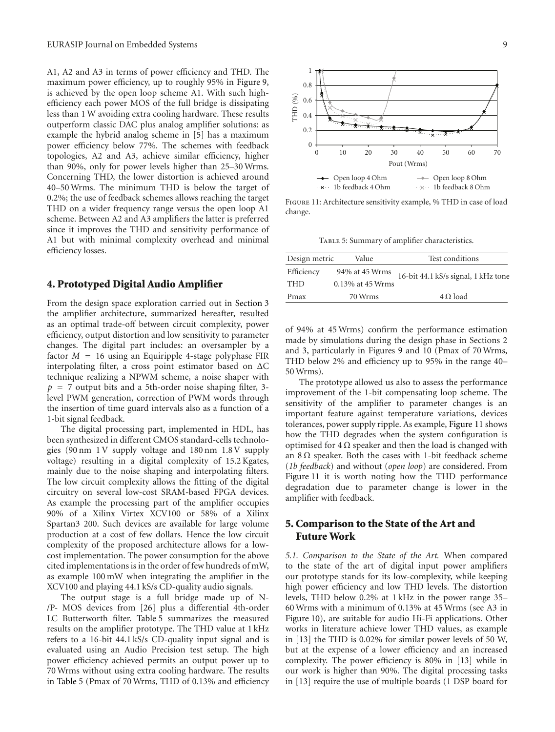A1, A2 and A3 in terms of power efficiency and THD. The maximum power efficiency, up to roughly 95% in Figure 9, is achieved by the open loop scheme A1. With such high-efficiency each power MOS of the full bridge is dissipating less than 1 W avoiding extra cooling hardware. These results outperform classic DAC plus analog amplifier solutions: as example the hybrid analog scheme in [5] has a maximum power efficiency below 77%. The schemes with feedback topologies, A2 and A3, achieve similar efficiency, higher than 90%, only for power levels higher than 25–30 Wrms. Concerning THD, the lower distortion is achieved around 40–50 Wrms. The minimum THD is below the target of 0.2%; the use of feedback schemes allows reaching the target THD on a wider frequency range versus the open loop A1 scheme. Between A2 and A3 amplifiers the latter is preferred since it improves the THD and sensitivity performance of A1 but with minimal complexity overhead and minimal efficiency losses.

## 4. Prototyped Digital Audio Amplifier

From the design space exploration carried out in Section 3 the amplifier architecture, summarized hereafter, resulted as an optimal trade-off between circuit complexity, power efficiency, output distortion and low sensitivity to parameter changes. The digital part includes: an oversampler by a factor $M = 16$ using an Equiripple 4-stage polyphase FIR interpolating filter, a cross point estimator based on $\Delta C$ technique realizing a NPWM scheme, a noise shaper with $p = 7$ output bits and a 5th-order noise shaping filter, 3-level PWM generation, correction of PWM words through the insertion of time guard intervals also as a function of a 1-bit signal feedback.

The digital processing part, implemented in HDL, has been synthesized in different CMOS standard-cells technologies (90 nm 1 V supply voltage and 180 nm 1.8 V supply voltage) resulting in a digital complexity of 15.2 Kgates, mainly due to the noise shaping and interpolating filters. The low circuit complexity allows the fitting of the digital circuitry on several low-cost SRAM-based FPGA devices. As example the processing part of the amplifier occupies 90% of a Xilinx Virtex XCV100 or 58% of a Xilinx Spartan3 200. Such devices are available for large volume production at a cost of few dollars. Hence the low circuit complexity of the proposed architecture allows for a low-cost implementation. The power consumption for the above cited implementations is in the order of few hundreds of mW, as example 100 mW when integrating the amplifier in the XCV100 and playing 44.1 kS/s CD-quality audio signals.

The output stage is a full bridge made up of N-/P- MOS devices from [26] plus a differential 4th-order LC Butterworth filter. Table 5 summarizes the measured results on the amplifier prototype. The THD value at 1 kHz refers to a 16-bit 44.1 kS/s CD-quality input signal and is evaluated using an Audio Precision test setup. The high power efficiency achieved permits an output power up to 70 Wrms without using extra cooling hardware. The results in Table 5 (Pmax of 70 Wrms, THD of 0.13% and efficiency of 94% at 45 Wrms) confirm the performance estimation made by simulations during the design phase in Sections 2 and 3, particularly in Figures 9 and 10 (Pmax of 70 Wrms, THD below 2% and efficiency up to 95% in the range 40–50 Wrms).

The prototype allowed us also to assess the performance improvement of the 1-bit compensating loop scheme. The sensitivity of the amplifier to parameter changes is an important feature against temperature variations, devices tolerances, power supply ripple. As example, Figure 11 shows how the THD degrades when the system configuration is optimised for 4 Ω speaker and then the load is changed with an 8 Ω speaker. Both the cases with 1-bit feedback scheme (*1b feedback*) and without (*open loop*) are considered. From Figure 11 it is worth noting how the THD performance degradation due to parameter change is lower in the amplifier with feedback.

Figure 11: Architecture sensitivity example, % THD in case of load change.

Table 5: Summary of amplifier characteristics.

| Design metric | Value | Test conditions |
|---|---|---|
| Efficiency | 94% at 45 Wrms | 16-bit 44.1 kS/s signal, 1 kHz tone |
| THD | 0.13% at 45 Wrms | |
| Pmax | 70 Wrms | 4 Ω load |

## 5. Comparison to the State of the Art and Future Work

*5.1. Comparison to the State of the Art.* When compared to the state of the art of digital input power amplifiers our prototype stands for its low-complexity, while keeping high power efficiency and low THD levels. The distortion levels, THD below 0.2% at 1 kHz in the power range 35–60 Wrms with a minimum of 0.13% at 45 Wrms (see A3 in Figure 10), are suitable for audio Hi-Fi applications. Other works in literature achieve lower THD values, as example in [13] the THD is 0.02% for similar power levels of 50 W, but at the expense of a lower efficiency and an increased complexity. The power efficiency is 80% in [13] while in our work is higher than 90%. The digital processing tasks in [13] require the use of multiple boards (1 DSP board for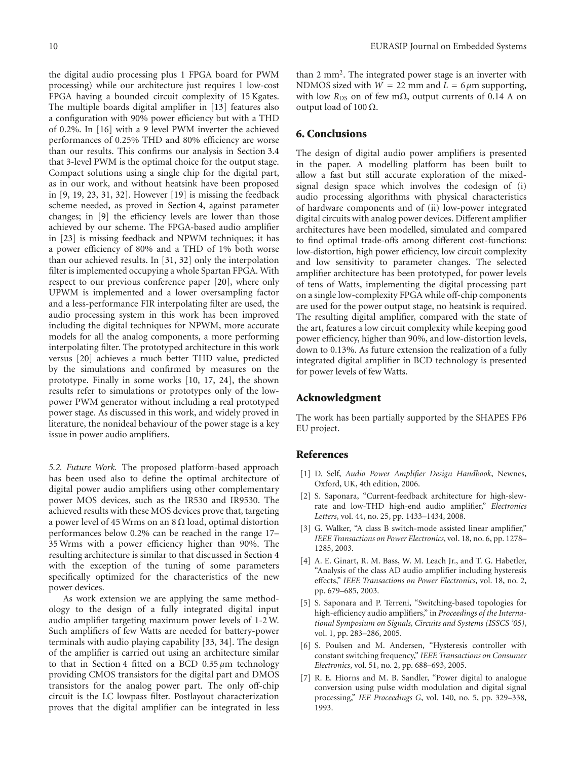the digital audio processing plus 1 FPGA board for PWM processing) while our architecture just requires 1 low-cost FPGA having a bounded circuit complexity of 15 Kgates. The multiple boards digital amplifier in [13] features also a configuration with 90% power efficiency but with a THD of 0.2%. In [16] with a 9 level PWM inverter the achieved performances of 0.25% THD and 80% efficiency are worse than our results. This confirms our analysis in Section 3.4 that 3-level PWM is the optimal choice for the output stage. Compact solutions using a single chip for the digital part, as in our work, and without heatsink have been proposed in [9, 19, 23, 31, 32]. However [19] is missing the feedback scheme needed, as proved in Section 4, against parameter changes; in [9] the efficiency levels are lower than those achieved by our scheme. The FPGA-based audio amplifier in [23] is missing feedback and NPWM techniques; it has a power efficiency of 80% and a THD of 1% both worse than our achieved results. In [31, 32] only the interpolation filter is implemented occupying a whole Spartan FPGA. With respect to our previous conference paper [20], where only UPWM is implemented and a lower oversampling factor and a less-performance FIR interpolating filter are used, the audio processing system in this work has been improved including the digital techniques for NPWM, more accurate models for all the analog components, a more performing interpolating filter. The prototyped architecture in this work versus [20] achieves a much better THD value, predicted by the simulations and confirmed by measures on the prototype. Finally in some works [10, 17, 24], the shown results refer to simulations or prototypes only of the low-power PWM generator without including a real prototyped power stage. As discussed in this work, and widely proved in literature, the nonideal behaviour of the power stage is a key issue in power audio amplifiers.

*5.2. Future Work.* The proposed platform-based approach has been used also to define the optimal architecture of digital power audio amplifiers using other complementary power MOS devices, such as the IR530 and IR9530. The achieved results with these MOS devices prove that, targeting a power level of 45 Wrms on an 8 Ω load, optimal distortion performances below 0.2% can be reached in the range 17–35 Wrms with a power efficiency higher than 90%. The resulting architecture is similar to that discussed in Section 4 with the exception of the tuning of some parameters specifically optimized for the characteristics of the new power devices.

As work extension we are applying the same methodology to the design of a fully integrated digital input audio amplifier targeting maximum power levels of 1-2 W. Such amplifiers of few Watts are needed for battery-power terminals with audio playing capability [33, 34]. The design of the amplifier is carried out using an architecture similar to that in Section 4 fitted on a BCD 0.35 $\mu$m technology providing CMOS transistors for the digital part and DMOS transistors for the analog power part. The only off-chip circuit is the LC lowpass filter. Postlayout characterization proves that the digital amplifier can be integrated in less than 2 mm$^2$. The integrated power stage is an inverter with NDMOS sized with $W = 22$ mm and $L = 6\,\mu$m supporting, with low $R_{DS}$ on of few mΩ, output currents of 0.14 A on output load of 100 Ω.

## 6. Conclusions

The design of digital audio power amplifiers is presented in the paper. A modelling platform has been built to allow a fast but still accurate exploration of the mixed-signal design space which involves the codesign of (i) audio processing algorithms with physical characteristics of hardware components and of (ii) low-power integrated digital circuits with analog power devices. Different amplifier architectures have been modelled, simulated and compared to find optimal trade-offs among different cost-functions: low-distortion, high power efficiency, low circuit complexity and low sensitivity to parameter changes. The selected amplifier architecture has been prototyped, for power levels of tens of Watts, implementing the digital processing part on a single low-complexity FPGA while off-chip components are used for the power output stage, no heatsink is required. The resulting digital amplifier, compared with the state of the art, features a low circuit complexity while keeping good power efficiency, higher than 90%, and low-distortion levels, down to 0.13%. As future extension the realization of a fully integrated digital amplifier in BCD technology is presented for power levels of few Watts.

## Acknowledgment

The work has been partially supported by the SHAPES FP6 EU project.

## References

[1] D. Self, *Audio Power Amplifier Design Handbook*, Newnes, Oxford, UK, 4th edition, 2006.

[2] S. Saponara, "Current-feedback architecture for high-slew-rate and low-THD high-end audio amplifier," *Electronics Letters*, vol. 44, no. 25, pp. 1433–1434, 2008.

[3] G. Walker, "A class B switch-mode assisted linear amplifier," *IEEE Transactions on Power Electronics*, vol. 18, no. 6, pp. 1278–1285, 2003.

[4] A. E. Ginart, R. M. Bass, W. M. Leach Jr., and T. G. Habetler, "Analysis of the class AD audio amplifier including hysteresis effects," *IEEE Transactions on Power Electronics*, vol. 18, no. 2, pp. 679–685, 2003.

[5] S. Saponara and P. Terreni, "Switching-based topologies for high-efficiency audio amplifiers," in *Proceedings of the International Symposium on Signals, Circuits and Systems (ISSCS '05)*, vol. 1, pp. 283–286, 2005.

[6] S. Poulsen and M. Andersen, "Hysteresis controller with constant switching frequency," *IEEE Transactions on Consumer Electronics*, vol. 51, no. 2, pp. 688–693, 2005.

[7] R. E. Hiorns and M. B. Sandler, "Power digital to analogue conversion using pulse width modulation and digital signal processing," *IEE Proceedings G*, vol. 140, no. 5, pp. 329–338, 1993.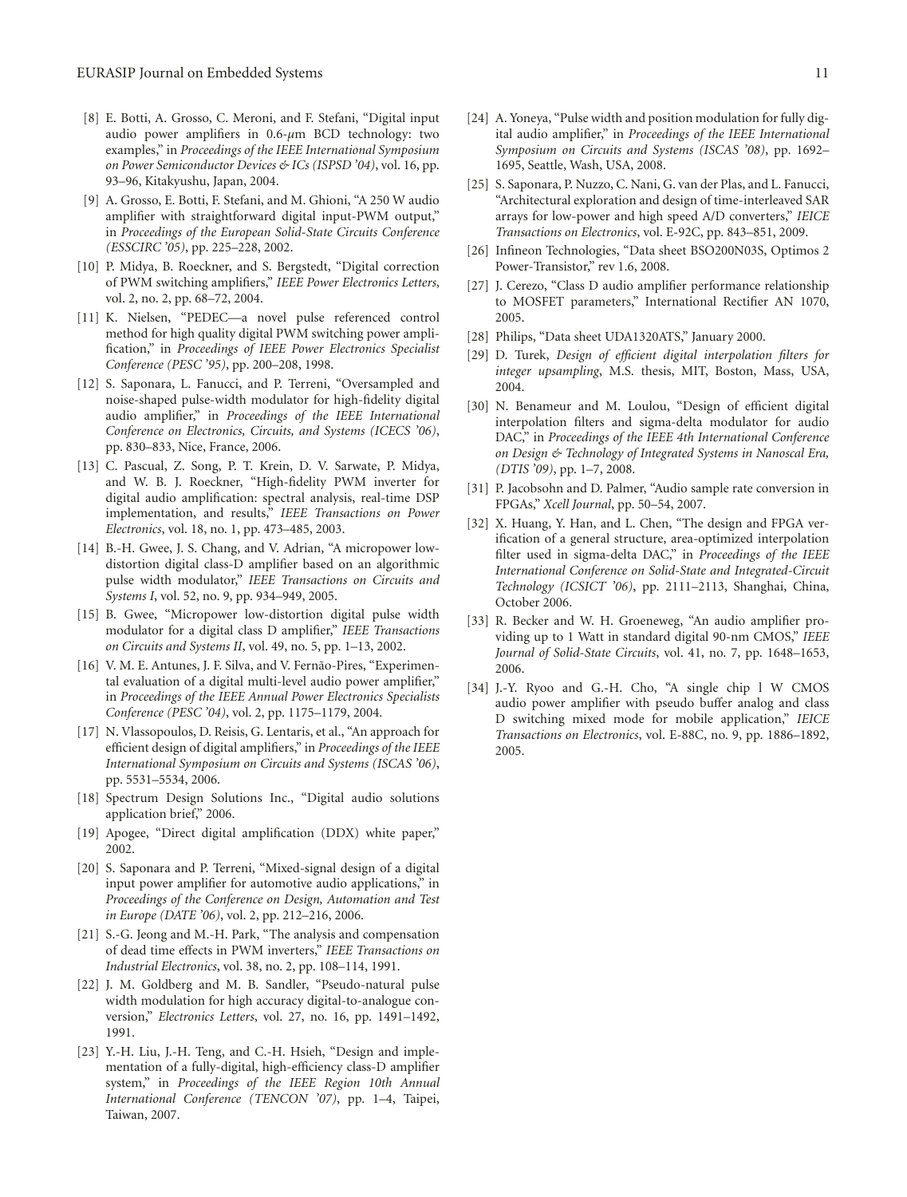[8] E. Botti, A. Grosso, C. Meroni, and F. Stefani, "Digital input audio power amplifiers in 0.6-$\mu$m BCD technology: two examples," in *Proceedings of the IEEE International Symposium on Power Semiconductor Devices & ICs (ISPSD '04)*, vol. 16, pp. 93–96, Kitakyushu, Japan, 2004.

[9] A. Grosso, E. Botti, F. Stefani, and M. Ghioni, "A 250 W audio amplifier with straightforward digital input-PWM output," in *Proceedings of the European Solid-State Circuits Conference (ESSCIRC '05)*, pp. 225–228, 2002.

[10] P. Midya, B. Roeckner, and S. Bergstedt, "Digital correction of PWM switching amplifiers," *IEEE Power Electronics Letters*, vol. 2, no. 2, pp. 68–72, 2004.

[11] K. Nielsen, "PEDEC—a novel pulse referenced control method for high quality digital PWM switching power amplification," in *Proceedings of IEEE Power Electronics Specialist Conference (PESC '95)*, pp. 200–208, 1998.

[12] S. Saponara, L. Fanucci, and P. Terreni, "Oversampled and noise-shaped pulse-width modulator for high-fidelity digital audio amplifier," in *Proceedings of the IEEE International Conference on Electronics, Circuits, and Systems (ICECS '06)*, pp. 830–833, Nice, France, 2006.

[13] C. Pascual, Z. Song, P. T. Krein, D. V. Sarwate, P. Midya, and W. B. J. Roeckner, "High-fidelity PWM inverter for digital audio amplification: spectral analysis, real-time DSP implementation, and results," *IEEE Transactions on Power Electronics*, vol. 18, no. 1, pp. 473–485, 2003.

[14] B.-H. Gwee, J. S. Chang, and V. Adrian, "A micropower low-distortion digital class-D amplifier based on an algorithmic pulse width modulator," *IEEE Transactions on Circuits and Systems I*, vol. 52, no. 9, pp. 934–949, 2005.

[15] B. Gwee, "Micropower low-distortion digital pulse width modulator for a digital class D amplifier," *IEEE Transactions on Circuits and Systems II*, vol. 49, no. 5, pp. 1–13, 2002.

[16] V. M. E. Antunes, J. F. Silva, and V. Fernão-Pires, "Experimental evaluation of a digital multi-level audio power amplifier," in *Proceedings of the IEEE Annual Power Electronics Specialists Conference (PESC '04)*, vol. 2, pp. 1175–1179, 2004.

[17] N. Vlassopoulos, D. Reisis, G. Lentaris, et al., "An approach for efficient design of digital amplifiers," in *Proceedings of the IEEE International Symposium on Circuits and Systems (ISCAS '06)*, pp. 5531–5534, 2006.

[18] Spectrum Design Solutions Inc., "Digital audio solutions application brief," 2006.

[19] Apogee, "Direct digital amplification (DDX) white paper," 2002.

[20] S. Saponara and P. Terreni, "Mixed-signal design of a digital input power amplifier for automotive audio applications," in *Proceedings of the Conference on Design, Automation and Test in Europe (DATE '06)*, vol. 2, pp. 212–216, 2006.

[21] S.-G. Jeong and M.-H. Park, "The analysis and compensation of dead time effects in PWM inverters," *IEEE Transactions on Industrial Electronics*, vol. 38, no. 2, pp. 108–114, 1991.

[22] J. M. Goldberg and M. B. Sandler, "Pseudo-natural pulse width modulation for high accuracy digital-to-analogue conversion," *Electronics Letters*, vol. 27, no. 16, pp. 1491–1492, 1991.

[23] Y.-H. Liu, J.-H. Teng, and C.-H. Hsieh, "Design and implementation of a fully-digital, high-efficiency class-D amplifier system," in *Proceedings of the IEEE Region 10th Annual International Conference (TENCON '07)*, pp. 1–4, Taipei, Taiwan, 2007.

[24] A. Yoneya, "Pulse width and position modulation for fully digital audio amplifier," in *Proceedings of the IEEE International Symposium on Circuits and Systems (ISCAS '08)*, pp. 1692–1695, Seattle, Wash, USA, 2008.

[25] S. Saponara, P. Nuzzo, C. Nani, G. van der Plas, and L. Fanucci, "Architectural exploration and design of time-interleaved SAR arrays for low-power and high speed A/D converters," *IEICE Transactions on Electronics*, vol. E-92C, pp. 843–851, 2009.

[26] Infineon Technologies, "Data sheet BSO200N03S, Optimos 2 Power-Transistor," rev 1.6, 2008.

[27] J. Cerezo, "Class D audio amplifier performance relationship to MOSFET parameters," International Rectifier AN 1070, 2005.

[28] Philips, "Data sheet UDA1320ATS," January 2000.

[29] D. Turek, *Design of efficient digital interpolation filters for integer upsampling*, M.S. thesis, MIT, Boston, Mass, USA, 2004.

[30] N. Benameur and M. Loulou, "Design of efficient digital interpolation filters and sigma-delta modulator for audio DAC," in *Proceedings of the IEEE 4th International Conference on Design & Technology of Integrated Systems in Nanoscal Era, (DTIS '09)*, pp. 1–7, 2008.

[31] P. Jacobsohn and D. Palmer, "Audio sample rate conversion in FPGAs," *Xcell Journal*, pp. 50–54, 2007.

[32] X. Huang, Y. Han, and L. Chen, "The design and FPGA verification of a general structure, area-optimized interpolation filter used in sigma-delta DAC," in *Proceedings of the IEEE International Conference on Solid-State and Integrated-Circuit Technology (ICSICT '06)*, pp. 2111–2113, Shanghai, China, October 2006.

[33] R. Becker and W. H. Groeneweg, "An audio amplifier providing up to 1 Watt in standard digital 90-nm CMOS," *IEEE Journal of Solid-State Circuits*, vol. 41, no. 7, pp. 1648–1653, 2006.

[34] J.-Y. Ryoo and G.-H. Cho, "A single chip l W CMOS audio power amplifier with pseudo buffer analog and class D switching mixed mode for mobile application," *IEICE Transactions on Electronics*, vol. E-88C, no. 9, pp. 1886–1892, 2005.